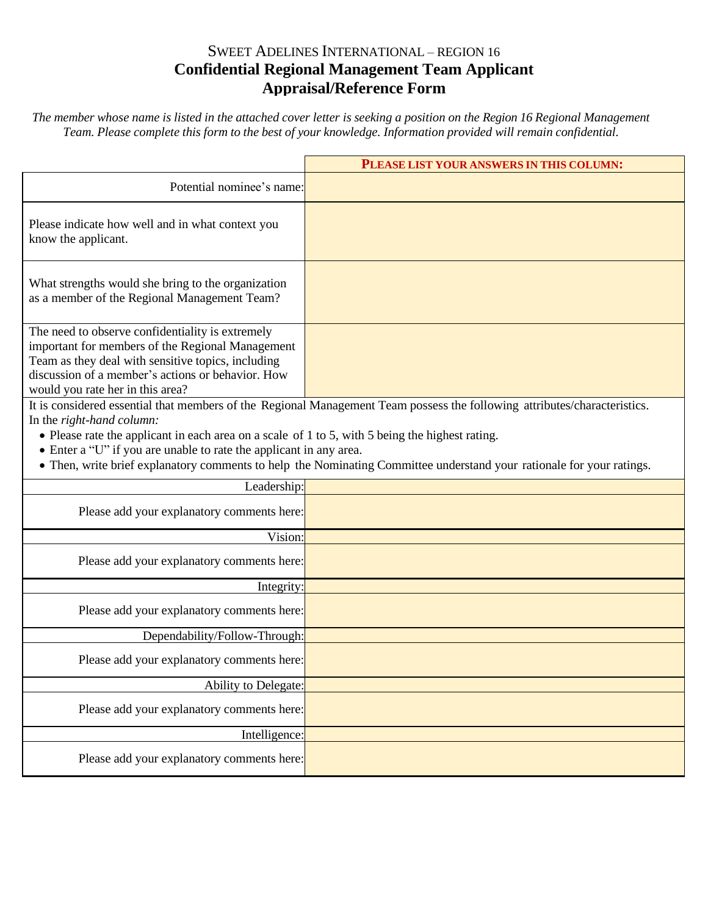# SWEET ADELINES INTERNATIONAL – REGION 16

## Confidential Regional Management Team Applicant Appraisal/Reference Form

*The member whose name is listed in the attached cover letter is seeking a position on the Region 16 Regional Management Team. Please complete this form to the best of your knowledge. Information provided will remain confidential.*

| | **PLEASE LIST YOUR ANSWERS IN THIS COLUMN:** |
|---|---|
| Potential nominee's name: | |
| Please indicate how well and in what context you know the applicant. | |
| What strengths would she bring to the organization as a member of the Regional Management Team? | |
| The need to observe confidentiality is extremely important for members of the Regional Management Team as they deal with sensitive topics, including discussion of a member's actions or behavior. How would you rate her in this area? | |

It is considered essential that members of the Regional Management Team possess the following attributes/characteristics. In the *right-hand column:*

- Please rate the applicant in each area on a scale of 1 to 5, with 5 being the highest rating.
- Enter a "U" if you are unable to rate the applicant in any area.
- Then, write brief explanatory comments to help the Nominating Committee understand your rationale for your ratings.

| | |
|---|---|
| Leadership: | |
| Please add your explanatory comments here: | |
| Vision: | |
| Please add your explanatory comments here: | |
| Integrity: | |
| Please add your explanatory comments here: | |
| Dependability/Follow-Through: | |
| Please add your explanatory comments here: | |
| Ability to Delegate: | |
| Please add your explanatory comments here: | |
| Intelligence: | |
| Please add your explanatory comments here: | |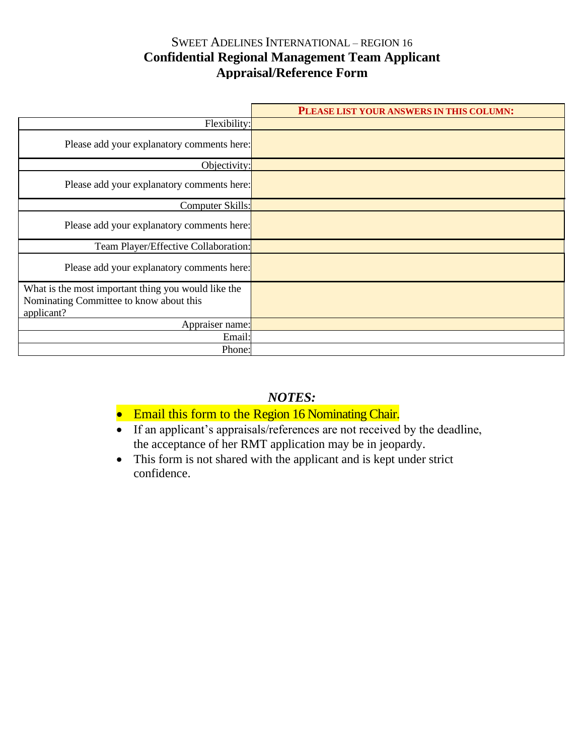SWEET ADELINES INTERNATIONAL – REGION 16

**Confidential Regional Management Team Applicant Appraisal/Reference Form**

| | **PLEASE LIST YOUR ANSWERS IN THIS COLUMN:** |
|---|---|
| Flexibility: | |
| Please add your explanatory comments here: | |
| Objectivity: | |
| Please add your explanatory comments here: | |
| Computer Skills: | |
| Please add your explanatory comments here: | |
| Team Player/Effective Collaboration: | |
| Please add your explanatory comments here: | |
| What is the most important thing you would like the Nominating Committee to know about this applicant? | |
| Appraiser name: | |
| Email: | |
| Phone: | |

***NOTES:***

- Email this form to the Region 16 Nominating Chair.
- If an applicant's appraisals/references are not received by the deadline, the acceptance of her RMT application may be in jeopardy.
- This form is not shared with the applicant and is kept under strict confidence.